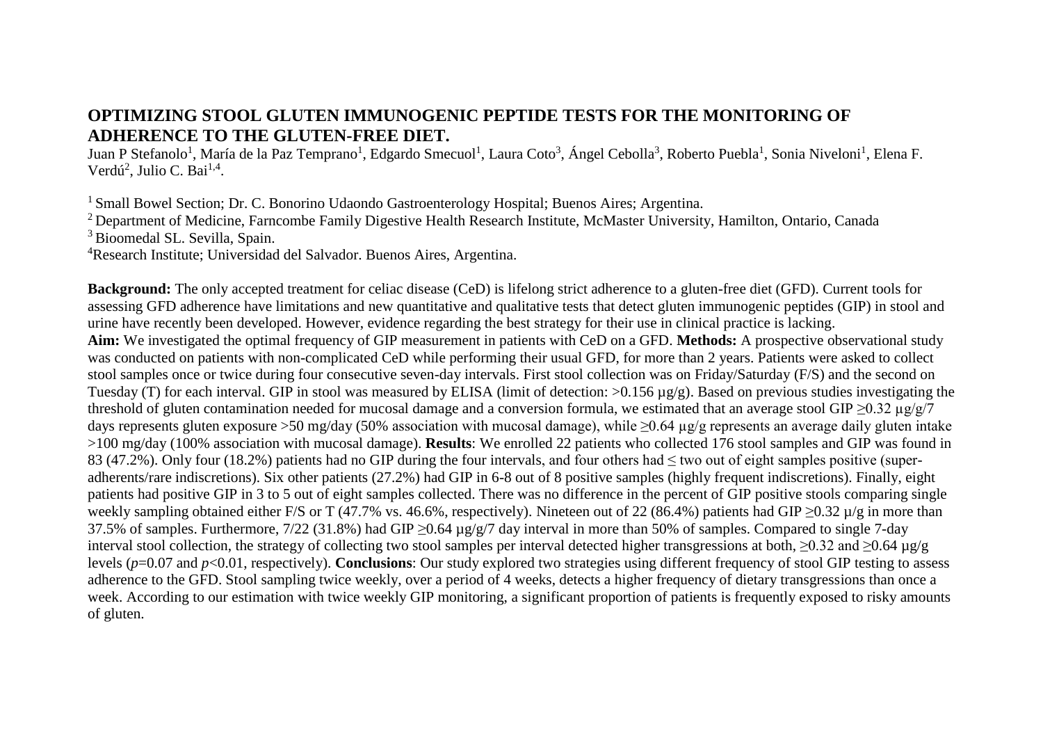# OPTIMIZING STOOL GLUTEN IMMUNOGENIC PEPTIDE TESTS FOR THE MONITORING OF ADHERENCE TO THE GLUTEN-FREE DIET.

Juan P Stefanolo[1], María de la Paz Temprano[1], Edgardo Smecuol[1], Laura Coto[3], Ángel Cebolla[3], Roberto Puebla[1], Sonia Niveloni[1], Elena F. Verdú[2], Julio C. Bai[1,4].

[1] Small Bowel Section; Dr. C. Bonorino Udaondo Gastroenterology Hospital; Buenos Aires; Argentina.
[2] Department of Medicine, Farncombe Family Digestive Health Research Institute, McMaster University, Hamilton, Ontario, Canada
[3] Bioomedal SL. Sevilla, Spain.
[4]Research Institute; Universidad del Salvador. Buenos Aires, Argentina.

**Background:** The only accepted treatment for celiac disease (CeD) is lifelong strict adherence to a gluten-free diet (GFD). Current tools for assessing GFD adherence have limitations and new quantitative and qualitative tests that detect gluten immunogenic peptides (GIP) in stool and urine have recently been developed. However, evidence regarding the best strategy for their use in clinical practice is lacking.
**Aim:** We investigated the optimal frequency of GIP measurement in patients with CeD on a GFD. **Methods:** A prospective observational study was conducted on patients with non-complicated CeD while performing their usual GFD, for more than 2 years. Patients were asked to collect stool samples once or twice during four consecutive seven-day intervals. First stool collection was on Friday/Saturday (F/S) and the second on Tuesday (T) for each interval. GIP in stool was measured by ELISA (limit of detection: >0.156 µg/g). Based on previous studies investigating the threshold of gluten contamination needed for mucosal damage and a conversion formula, we estimated that an average stool GIP ≥0.32 µg/g/7 days represents gluten exposure >50 mg/day (50% association with mucosal damage), while ≥0.64 µg/g represents an average daily gluten intake >100 mg/day (100% association with mucosal damage). **Results**: We enrolled 22 patients who collected 176 stool samples and GIP was found in 83 (47.2%). Only four (18.2%) patients had no GIP during the four intervals, and four others had ≤ two out of eight samples positive (super-adherents/rare indiscretions). Six other patients (27.2%) had GIP in 6-8 out of 8 positive samples (highly frequent indiscretions). Finally, eight patients had positive GIP in 3 to 5 out of eight samples collected. There was no difference in the percent of GIP positive stools comparing single weekly sampling obtained either F/S or T (47.7% vs. 46.6%, respectively). Nineteen out of 22 (86.4%) patients had GIP ≥0.32 µ/g in more than 37.5% of samples. Furthermore, 7/22 (31.8%) had GIP ≥0.64 µg/g/7 day interval in more than 50% of samples. Compared to single 7-day interval stool collection, the strategy of collecting two stool samples per interval detected higher transgressions at both, ≥0.32 and ≥0.64 µg/g levels ($p$=0.07 and $p$<0.01, respectively). **Conclusions**: Our study explored two strategies using different frequency of stool GIP testing to assess adherence to the GFD. Stool sampling twice weekly, over a period of 4 weeks, detects a higher frequency of dietary transgressions than once a week. According to our estimation with twice weekly GIP monitoring, a significant proportion of patients is frequently exposed to risky amounts of gluten.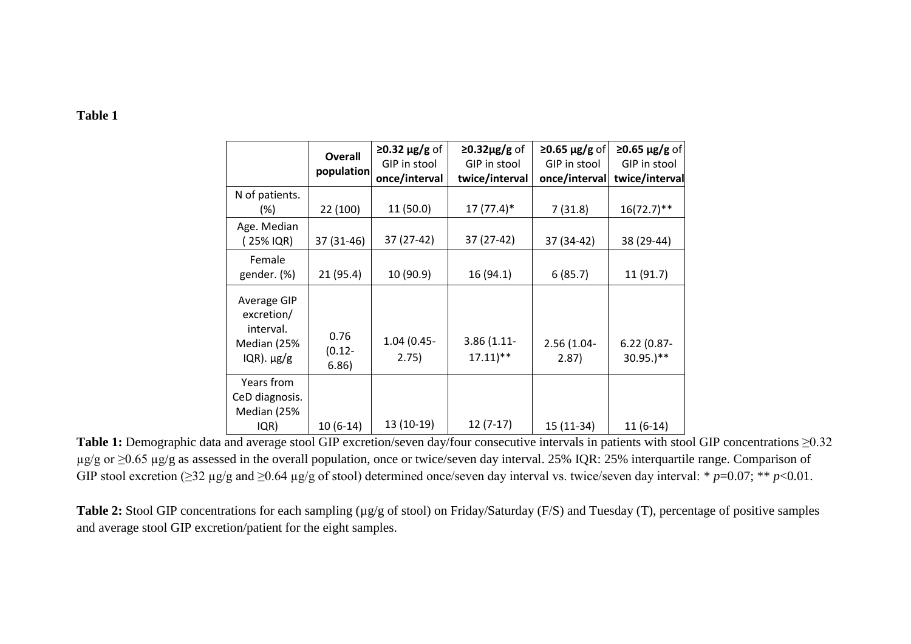**Table 1**

| | **Overall population** | **≥0.32 µg/g** of GIP in stool **once/interval** | **≥0.32µg/g** of GIP in stool **twice/interval** | **≥0.65 µg/g** of GIP in stool **once/interval** | **≥0.65 µg/g** of GIP in stool **twice/interval** |
|---|---|---|---|---|---|
| N of patients. (%) | 22 (100) | 11 (50.0) | 17 (77.4)* | 7 (31.8) | 16(72.7)** |
| Age. Median ( 25% IQR) | 37 (31-46) | 37 (27-42) | 37 (27-42) | 37 (34-42) | 38 (29-44) |
| Female gender. (%) | 21 (95.4) | 10 (90.9) | 16 (94.1) | 6 (85.7) | 11 (91.7) |
| Average GIP excretion/ interval. Median (25% IQR). µg/g | 0.76 (0.12-6.86) | 1.04 (0.45-2.75) | 3.86 (1.11-17.11)** | 2.56 (1.04-2.87) | 6.22 (0.87-30.95.)** |
| Years from CeD diagnosis. Median (25% IQR) | 10 (6-14) | 13 (10-19) | 12 (7-17) | 15 (11-34) | 11 (6-14) |

**Table 1:** Demographic data and average stool GIP excretion/seven day/four consecutive intervals in patients with stool GIP concentrations ≥0.32 µg/g or ≥0.65 µg/g as assessed in the overall population, once or twice/seven day interval. 25% IQR: 25% interquartile range. Comparison of GIP stool excretion (≥32 µg/g and ≥0.64 µg/g of stool) determined once/seven day interval vs. twice/seven day interval: * *p*=0.07; ** *p*<0.01.

**Table 2:** Stool GIP concentrations for each sampling (µg/g of stool) on Friday/Saturday (F/S) and Tuesday (T), percentage of positive samples and average stool GIP excretion/patient for the eight samples.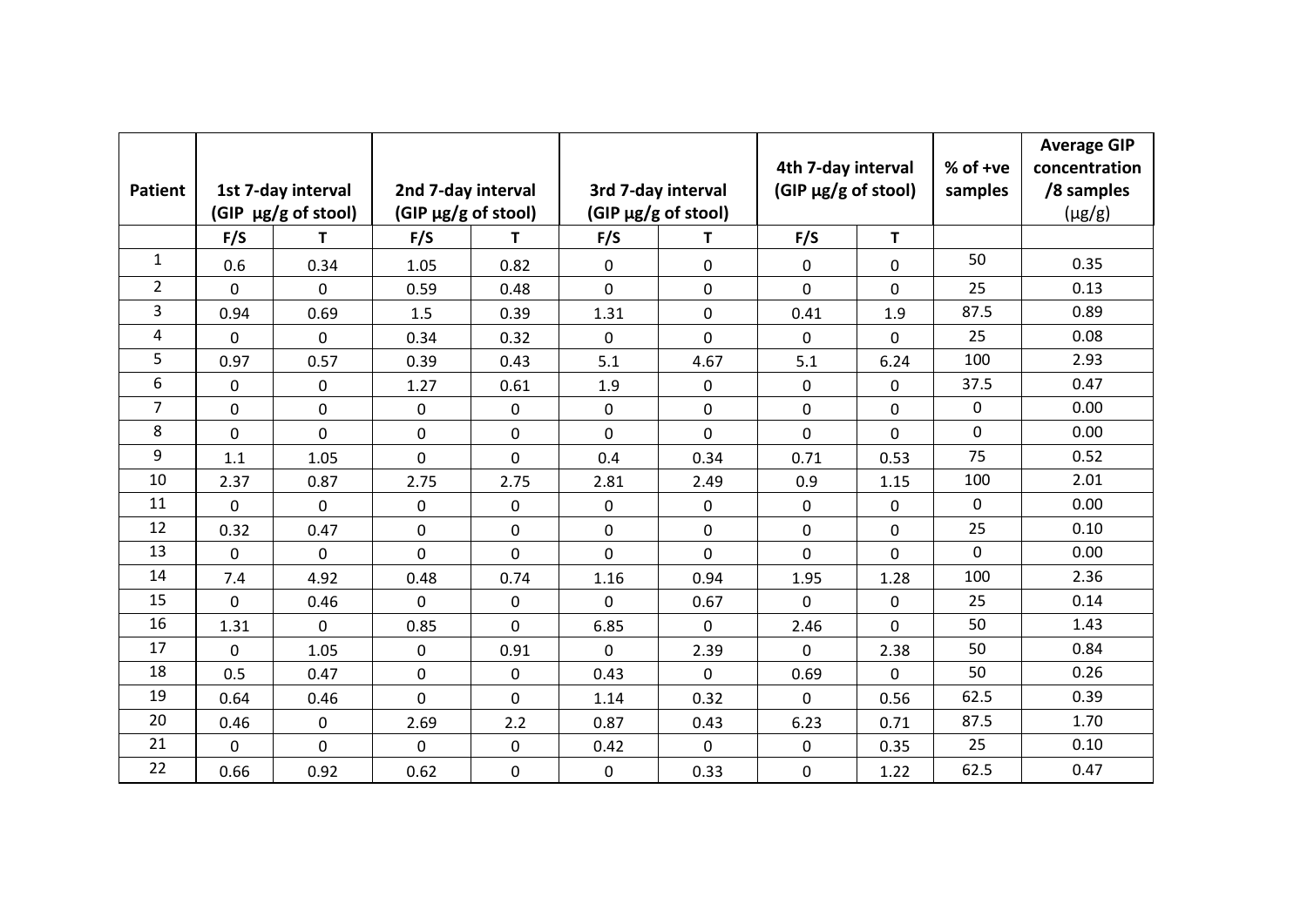| Patient | 1st 7-day interval (GIP µg/g of stool) | | 2nd 7-day interval (GIP µg/g of stool) | | 3rd 7-day interval (GIP µg/g of stool) | | 4th 7-day interval (GIP µg/g of stool) | | % of +ve samples | Average GIP concentration /8 samples (µg/g) |
|---|---|---|---|---|---|---|---|---|---|---|
| | F/S | T | F/S | T | F/S | T | F/S | T | | |
| 1 | 0.6 | 0.34 | 1.05 | 0.82 | 0 | 0 | 0 | 0 | 50 | 0.35 |
| 2 | 0 | 0 | 0.59 | 0.48 | 0 | 0 | 0 | 0 | 25 | 0.13 |
| 3 | 0.94 | 0.69 | 1.5 | 0.39 | 1.31 | 0 | 0.41 | 1.9 | 87.5 | 0.89 |
| 4 | 0 | 0 | 0.34 | 0.32 | 0 | 0 | 0 | 0 | 25 | 0.08 |
| 5 | 0.97 | 0.57 | 0.39 | 0.43 | 5.1 | 4.67 | 5.1 | 6.24 | 100 | 2.93 |
| 6 | 0 | 0 | 1.27 | 0.61 | 1.9 | 0 | 0 | 0 | 37.5 | 0.47 |
| 7 | 0 | 0 | 0 | 0 | 0 | 0 | 0 | 0 | 0 | 0.00 |
| 8 | 0 | 0 | 0 | 0 | 0 | 0 | 0 | 0 | 0 | 0.00 |
| 9 | 1.1 | 1.05 | 0 | 0 | 0.4 | 0.34 | 0.71 | 0.53 | 75 | 0.52 |
| 10 | 2.37 | 0.87 | 2.75 | 2.75 | 2.81 | 2.49 | 0.9 | 1.15 | 100 | 2.01 |
| 11 | 0 | 0 | 0 | 0 | 0 | 0 | 0 | 0 | 0 | 0.00 |
| 12 | 0.32 | 0.47 | 0 | 0 | 0 | 0 | 0 | 0 | 25 | 0.10 |
| 13 | 0 | 0 | 0 | 0 | 0 | 0 | 0 | 0 | 0 | 0.00 |
| 14 | 7.4 | 4.92 | 0.48 | 0.74 | 1.16 | 0.94 | 1.95 | 1.28 | 100 | 2.36 |
| 15 | 0 | 0.46 | 0 | 0 | 0 | 0.67 | 0 | 0 | 25 | 0.14 |
| 16 | 1.31 | 0 | 0.85 | 0 | 6.85 | 0 | 2.46 | 0 | 50 | 1.43 |
| 17 | 0 | 1.05 | 0 | 0.91 | 0 | 2.39 | 0 | 2.38 | 50 | 0.84 |
| 18 | 0.5 | 0.47 | 0 | 0 | 0.43 | 0 | 0.69 | 0 | 50 | 0.26 |
| 19 | 0.64 | 0.46 | 0 | 0 | 1.14 | 0.32 | 0 | 0.56 | 62.5 | 0.39 |
| 20 | 0.46 | 0 | 2.69 | 2.2 | 0.87 | 0.43 | 6.23 | 0.71 | 87.5 | 1.70 |
| 21 | 0 | 0 | 0 | 0 | 0.42 | 0 | 0 | 0.35 | 25 | 0.10 |
| 22 | 0.66 | 0.92 | 0.62 | 0 | 0 | 0.33 | 0 | 1.22 | 62.5 | 0.47 |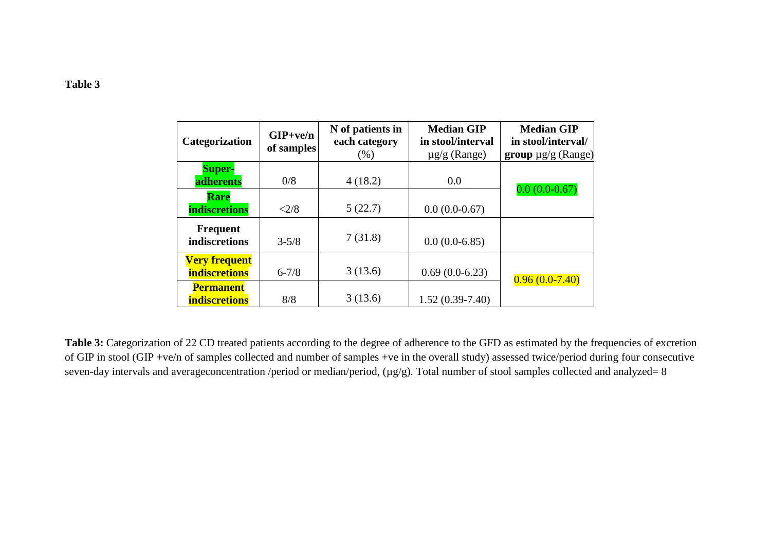**Table 3**

| Categorization | GIP+ve/n of samples | N of patients in each category (%) | Median GIP in stool/interval µg/g (Range) | Median GIP in stool/interval/ **group** µg/g (Range) |
|---|---|---|---|---|
| **Super-adherents** | 0/8 | 4 (18.2) | 0.0 | 0.0 (0.0-0.67) |
| **Rare indiscretions** | <2/8 | 5 (22.7) | 0.0 (0.0-0.67) | |
| **Frequent indiscretions** | 3-5/8 | 7 (31.8) | 0.0 (0.0-6.85) | |
| **Very frequent indiscretions** | 6-7/8 | 3 (13.6) | 0.69 (0.0-6.23) | 0.96 (0.0-7.40) |
| **Permanent indiscretions** | 8/8 | 3 (13.6) | 1.52 (0.39-7.40) | |

**Table 3:** Categorization of 22 CD treated patients according to the degree of adherence to the GFD as estimated by the frequencies of excretion of GIP in stool (GIP +ve/n of samples collected and number of samples +ve in the overall study) assessed twice/period during four consecutive seven-day intervals and averageconcentration /period or median/period, (µg/g). Total number of stool samples collected and analyzed= 8